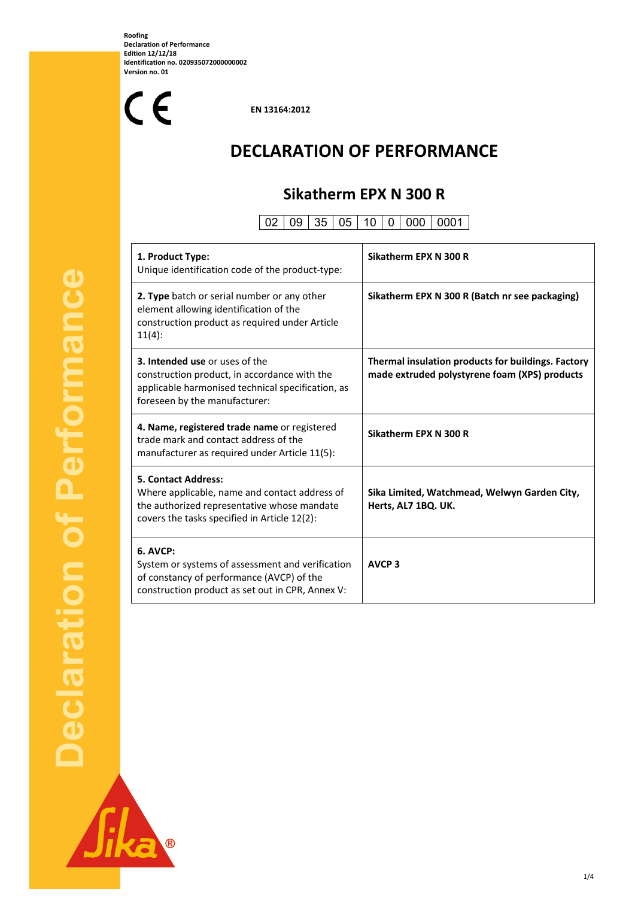**Roofing**
**Declaration of Performance**
**Edition 12/12/18**
**Identification no. 020935072000000002**
**Version no. 01**

CE

**EN 13164:2012**

# DECLARATION OF PERFORMANCE

## Sikatherm EPX N 300 R

| 02 | 09 | 35 | 05 | 10 | 0 | 000 | 0001 |
|---|---|---|---|---|---|---|---|

| | |
|---|---|
| **1. Product Type:** Unique identification code of the product-type: | **Sikatherm EPX N 300 R** |
| **2. Type** batch or serial number or any other element allowing identification of the construction product as required under Article 11(4): | **Sikatherm EPX N 300 R (Batch nr see packaging)** |
| **3. Intended use** or uses of the construction product, in accordance with the applicable harmonised technical specification, as foreseen by the manufacturer: | **Thermal insulation products for buildings. Factory made extruded polystyrene foam (XPS) products** |
| **4. Name, registered trade name** or registered trade mark and contact address of the manufacturer as required under Article 11(5): | **Sikatherm EPX N 300 R** |
| **5. Contact Address:** Where applicable, name and contact address of the authorized representative whose mandate covers the tasks specified in Article 12(2): | **Sika Limited, Watchmead, Welwyn Garden City, Herts, AL7 1BQ. UK.** |
| **6. AVCP:** System or systems of assessment and verification of constancy of performance (AVCP) of the construction product as set out in CPR, Annex V: | **AVCP 3** |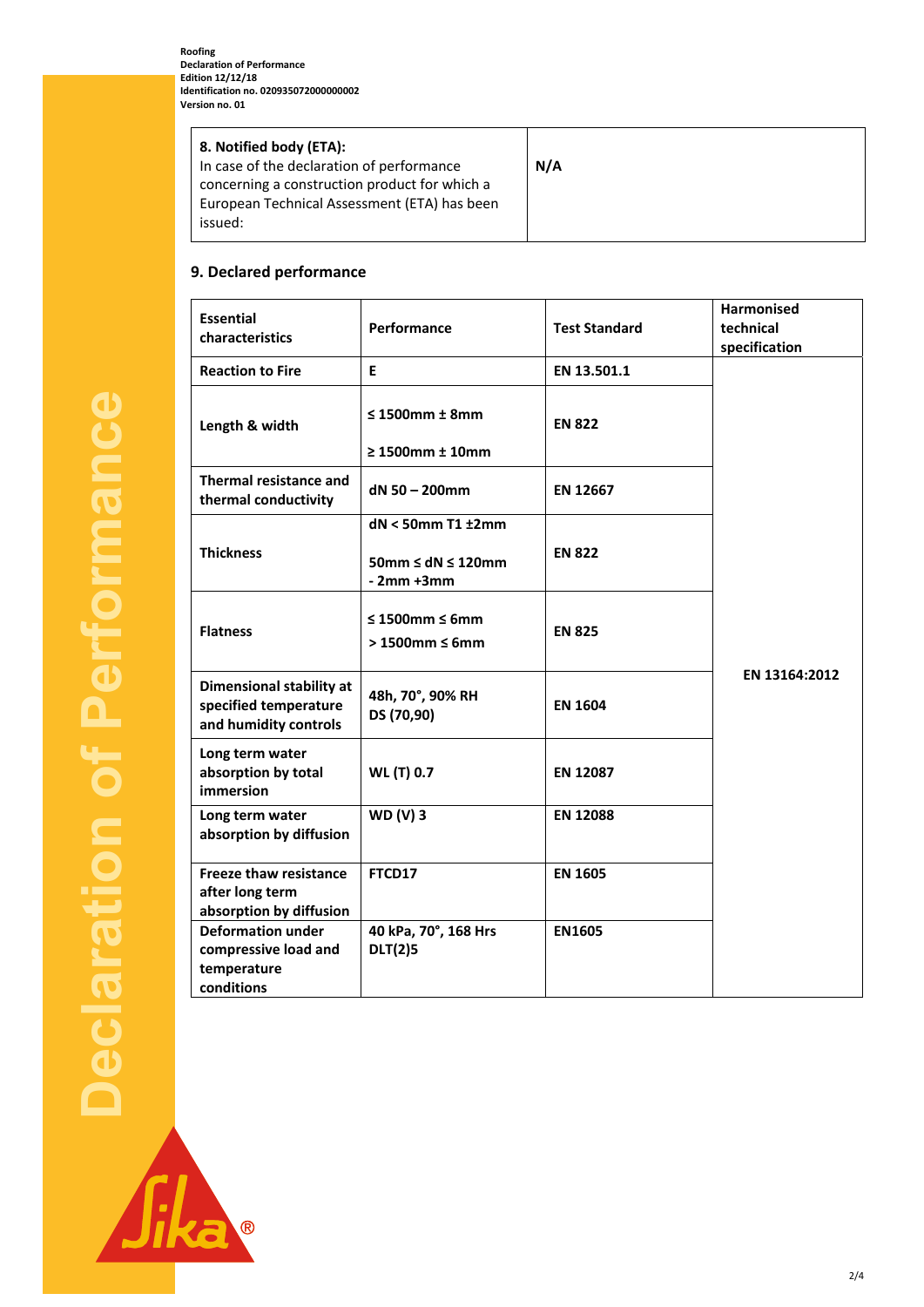| 8. Notified body (ETA): In case of the declaration of performance concerning a construction product for which a European Technical Assessment (ETA) has been issued: | N/A |
|---|---|

## 9. Declared performance

| Essential characteristics | Performance | Test Standard | Harmonised technical specification |
|---|---|---|---|
| Reaction to Fire | E | EN 13.501.1 | EN 13164:2012 |
| Length & width | ≤ 1500mm ± 8mm<br>≥ 1500mm ± 10mm | EN 822 | |
| Thermal resistance and thermal conductivity | dN 50 – 200mm | EN 12667 | |
| Thickness | dN < 50mm T1 ±2mm<br>50mm ≤ dN ≤ 120mm - 2mm +3mm | EN 822 | |
| Flatness | ≤ 1500mm ≤ 6mm<br>> 1500mm ≤ 6mm | EN 825 | |
| Dimensional stability at specified temperature and humidity controls | 48h, 70°, 90% RH DS (70,90) | EN 1604 | |
| Long term water absorption by total immersion | WL (T) 0.7 | EN 12087 | |
| Long term water absorption by diffusion | WD (V) 3 | EN 12088 | |
| Freeze thaw resistance after long term absorption by diffusion | FTCD17 | EN 1605 | |
| Deformation under compressive load and temperature conditions | 40 kPa, 70°, 168 Hrs DLT(2)5 | EN1605 | |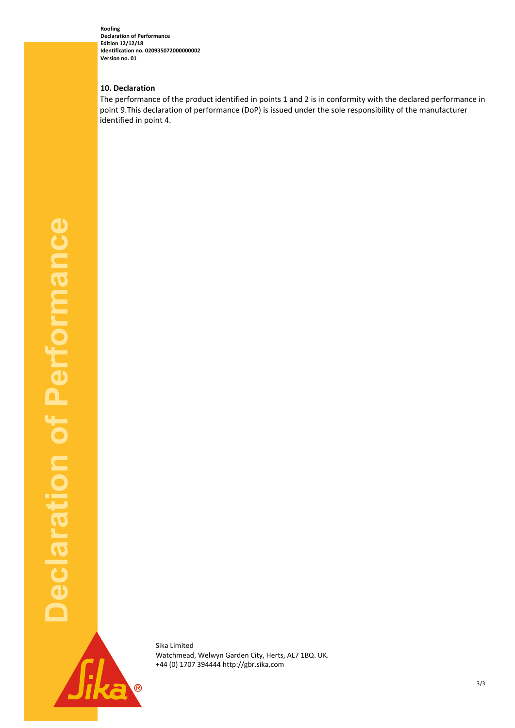## 10. Declaration

The performance of the product identified in points 1 and 2 is in conformity with the declared performance in point 9.This declaration of performance (DoP) is issued under the sole responsibility of the manufacturer identified in point 4.

Sika Limited
Watchmead, Welwyn Garden City, Herts, AL7 1BQ. UK.
+44 (0) 1707 394444 http://gbr.sika.com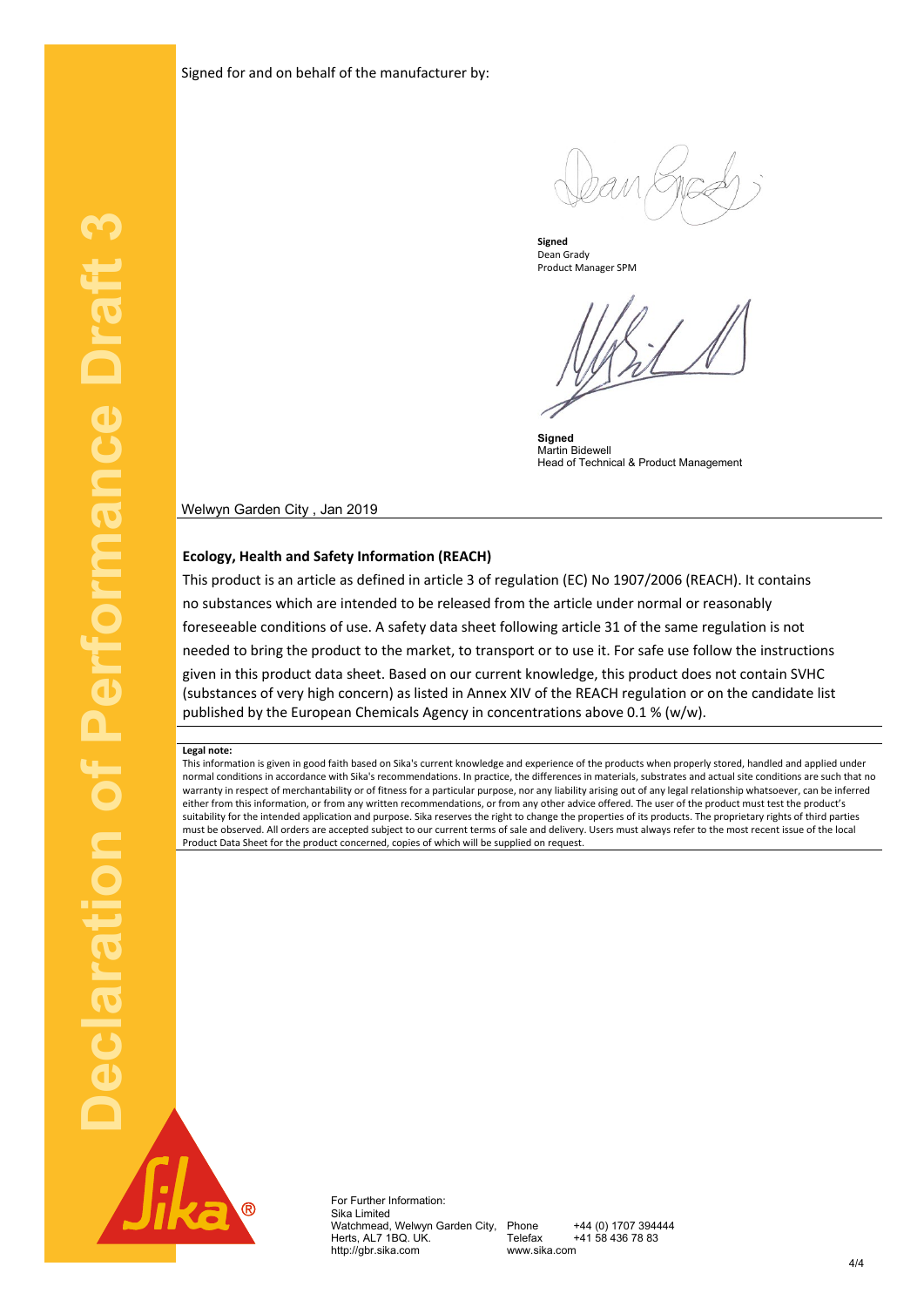Signed for and on behalf of the manufacturer by:

**Signed**
Dean Grady
Product Manager SPM

**Signed**
Martin Bidewell
Head of Technical & Product Management

Welwyn Garden City , Jan 2019

**Ecology, Health and Safety Information (REACH)**

This product is an article as defined in article 3 of regulation (EC) No 1907/2006 (REACH). It contains no substances which are intended to be released from the article under normal or reasonably foreseeable conditions of use. A safety data sheet following article 31 of the same regulation is not needed to bring the product to the market, to transport or to use it. For safe use follow the instructions given in this product data sheet. Based on our current knowledge, this product does not contain SVHC (substances of very high concern) as listed in Annex XIV of the REACH regulation or on the candidate list published by the European Chemicals Agency in concentrations above 0.1 % (w/w).

**Legal note:**

This information is given in good faith based on Sika's current knowledge and experience of the products when properly stored, handled and applied under normal conditions in accordance with Sika's recommendations. In practice, the differences in materials, substrates and actual site conditions are such that no warranty in respect of merchantability or of fitness for a particular purpose, nor any liability arising out of any legal relationship whatsoever, can be inferred either from this information, or from any written recommendations, or from any other advice offered. The user of the product must test the product's suitability for the intended application and purpose. Sika reserves the right to change the properties of its products. The proprietary rights of third parties must be observed. All orders are accepted subject to our current terms of sale and delivery. Users must always refer to the most recent issue of the local Product Data Sheet for the product concerned, copies of which will be supplied on request.

For Further Information:
Sika Limited
Watchmead, Welwyn Garden City, Herts, AL7 1BQ. UK.
http://gbr.sika.com

Phone +44 (0) 1707 394444
Telefax +41 58 436 78 83
www.sika.com